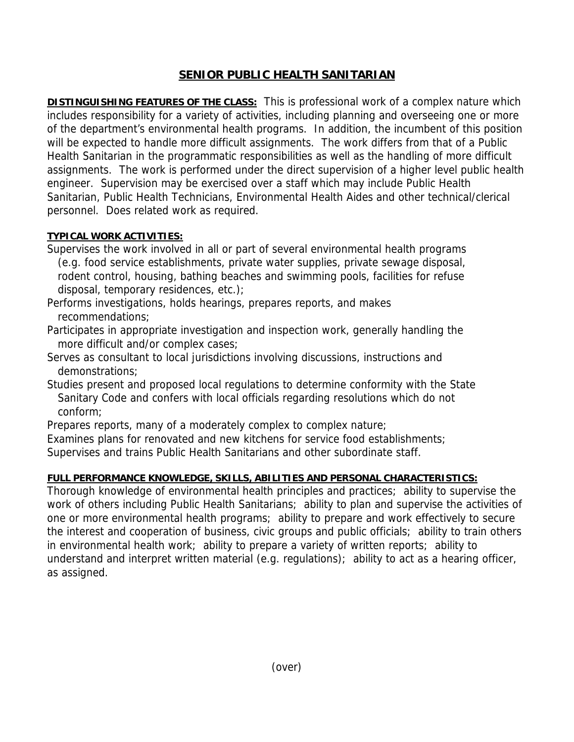# SENIOR PUBLIC HEALTH SANITARIAN

**DISTINGUISHING FEATURES OF THE CLASS:** This is professional work of a complex nature which includes responsibility for a variety of activities, including planning and overseeing one or more of the department's environmental health programs. In addition, the incumbent of this position will be expected to handle more difficult assignments. The work differs from that of a Public Health Sanitarian in the programmatic responsibilities as well as the handling of more difficult assignments. The work is performed under the direct supervision of a higher level public health engineer. Supervision may be exercised over a staff which may include Public Health Sanitarian, Public Health Technicians, Environmental Health Aides and other technical/clerical personnel. Does related work as required.

**TYPICAL WORK ACTIVITIES:**

Supervises the work involved in all or part of several environmental health programs (e.g. food service establishments, private water supplies, private sewage disposal, rodent control, housing, bathing beaches and swimming pools, facilities for refuse disposal, temporary residences, etc.);

Performs investigations, holds hearings, prepares reports, and makes recommendations;

Participates in appropriate investigation and inspection work, generally handling the more difficult and/or complex cases;

Serves as consultant to local jurisdictions involving discussions, instructions and demonstrations;

Studies present and proposed local regulations to determine conformity with the State Sanitary Code and confers with local officials regarding resolutions which do not conform;

Prepares reports, many of a moderately complex to complex nature;

Examines plans for renovated and new kitchens for service food establishments;

Supervises and trains Public Health Sanitarians and other subordinate staff.

**FULL PERFORMANCE KNOWLEDGE, SKILLS, ABILITIES AND PERSONAL CHARACTERISTICS:**

Thorough knowledge of environmental health principles and practices; ability to supervise the work of others including Public Health Sanitarians; ability to plan and supervise the activities of one or more environmental health programs; ability to prepare and work effectively to secure the interest and cooperation of business, civic groups and public officials; ability to train others in environmental health work; ability to prepare a variety of written reports; ability to understand and interpret written material (e.g. regulations); ability to act as a hearing officer, as assigned.

(over)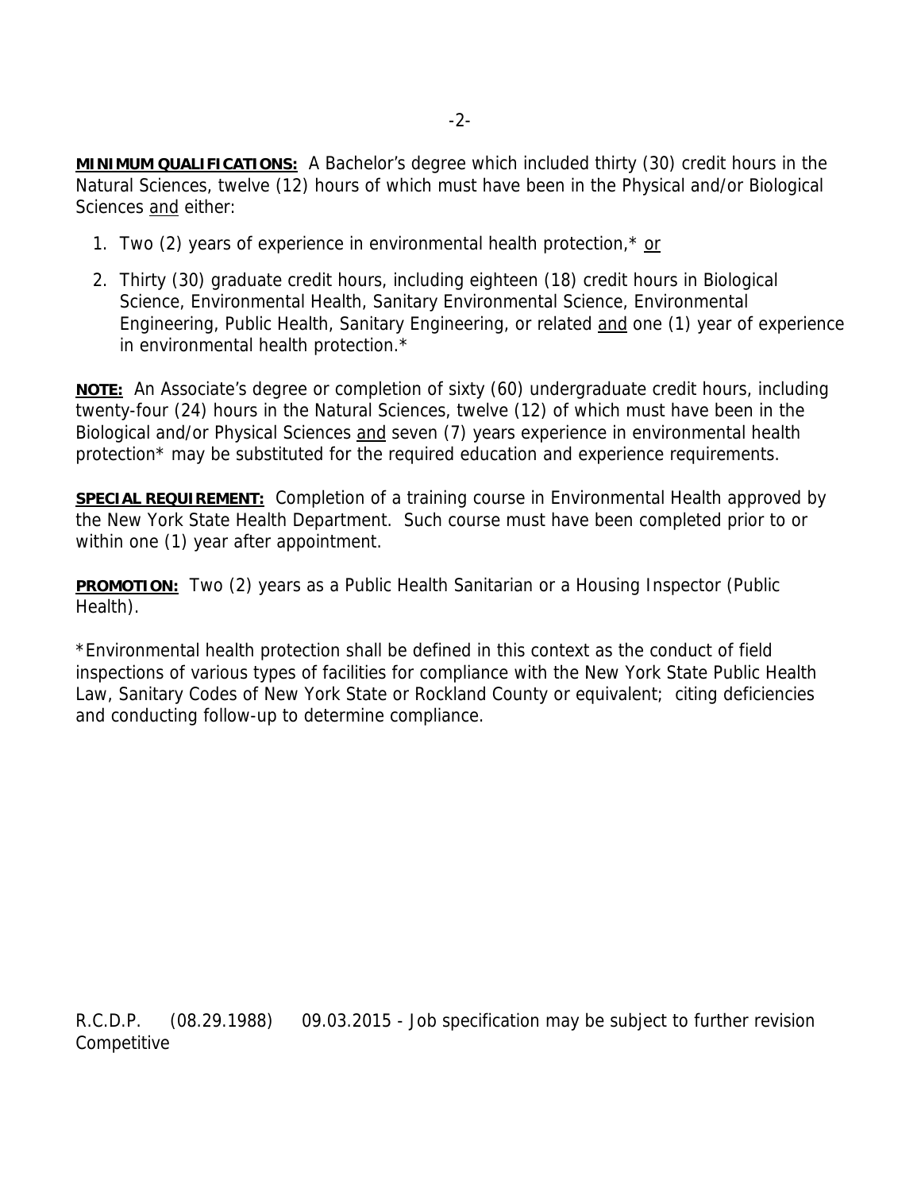**MINIMUM QUALIFICATIONS:** A Bachelor's degree which included thirty (30) credit hours in the Natural Sciences, twelve (12) hours of which must have been in the Physical and/or Biological Sciences and either:

1. Two (2) years of experience in environmental health protection,* or
2. Thirty (30) graduate credit hours, including eighteen (18) credit hours in Biological Science, Environmental Health, Sanitary Environmental Science, Environmental Engineering, Public Health, Sanitary Engineering, or related and one (1) year of experience in environmental health protection.*

**NOTE:** An Associate's degree or completion of sixty (60) undergraduate credit hours, including twenty-four (24) hours in the Natural Sciences, twelve (12) of which must have been in the Biological and/or Physical Sciences and seven (7) years experience in environmental health protection* may be substituted for the required education and experience requirements.

**SPECIAL REQUIREMENT:** Completion of a training course in Environmental Health approved by the New York State Health Department. Such course must have been completed prior to or within one (1) year after appointment.

**PROMOTION:** Two (2) years as a Public Health Sanitarian or a Housing Inspector (Public Health).

*Environmental health protection shall be defined in this context as the conduct of field inspections of various types of facilities for compliance with the New York State Public Health Law, Sanitary Codes of New York State or Rockland County or equivalent; citing deficiencies and conducting follow-up to determine compliance.

R.C.D.P. (08.29.1988) 09.03.2015 - Job specification may be subject to further revision
Competitive